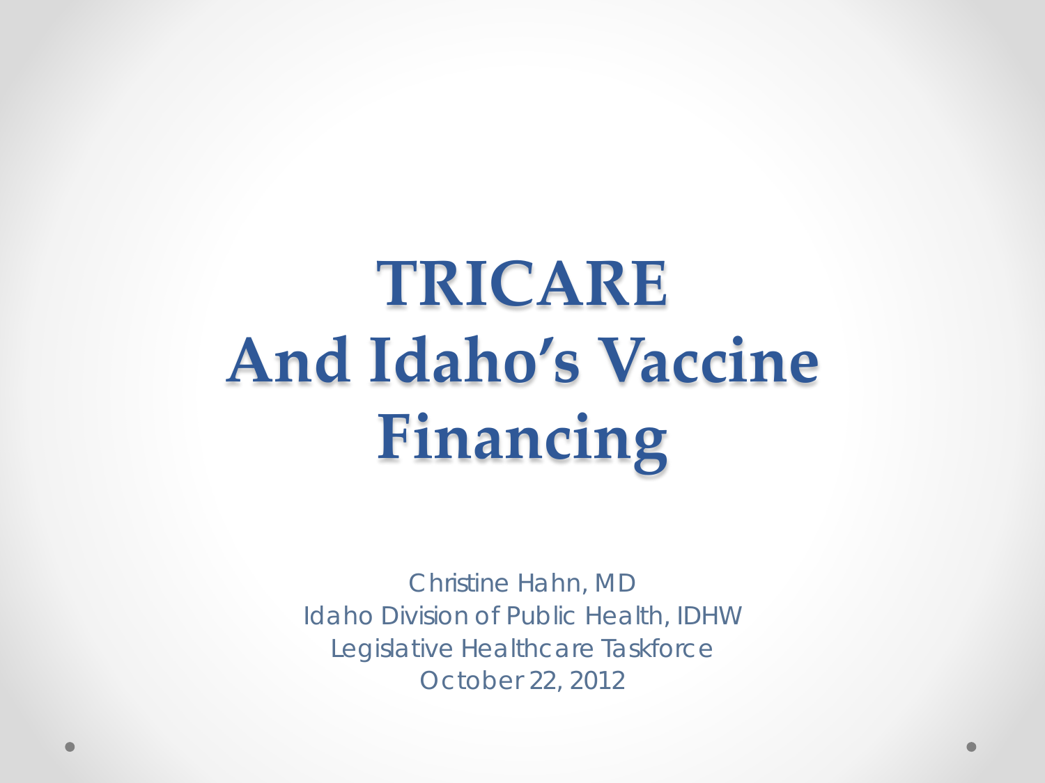# TRICARE And Idaho's Vaccine Financing

Christine Hahn, MD
Idaho Division of Public Health, IDHW
Legislative Healthcare Taskforce
October 22, 2012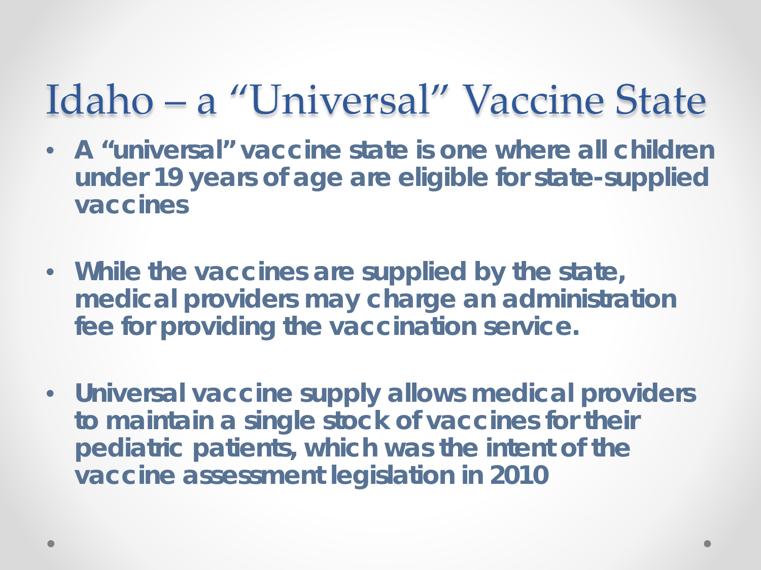# Idaho – a "Universal" Vaccine State

- **A "universal" vaccine state is one where all children under 19 years of age are eligible for state-supplied vaccines**
- **While the vaccines are supplied by the state, medical providers may charge an administration fee for providing the vaccination service.**
- **Universal vaccine supply allows medical providers to maintain a single stock of vaccines for their pediatric patients, which was the intent of the vaccine assessment legislation in 2010**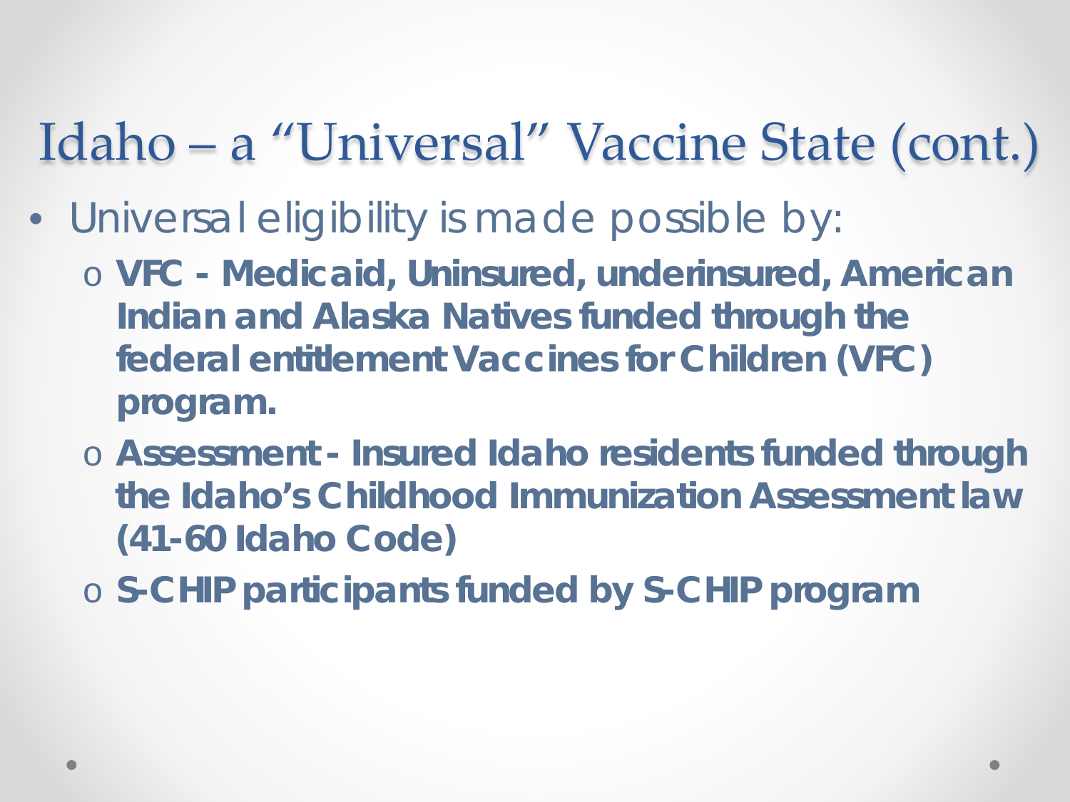# Idaho – a "Universal" Vaccine State (cont.)

- Universal eligibility is made possible by:
  - **VFC - Medicaid, Uninsured, underinsured, American Indian and Alaska Natives funded through the federal entitlement Vaccines for Children (VFC) program.**
  - **Assessment - Insured Idaho residents funded through the Idaho's Childhood Immunization Assessment law (41-60 Idaho Code)**
  - **S-CHIP participants funded by S-CHIP program**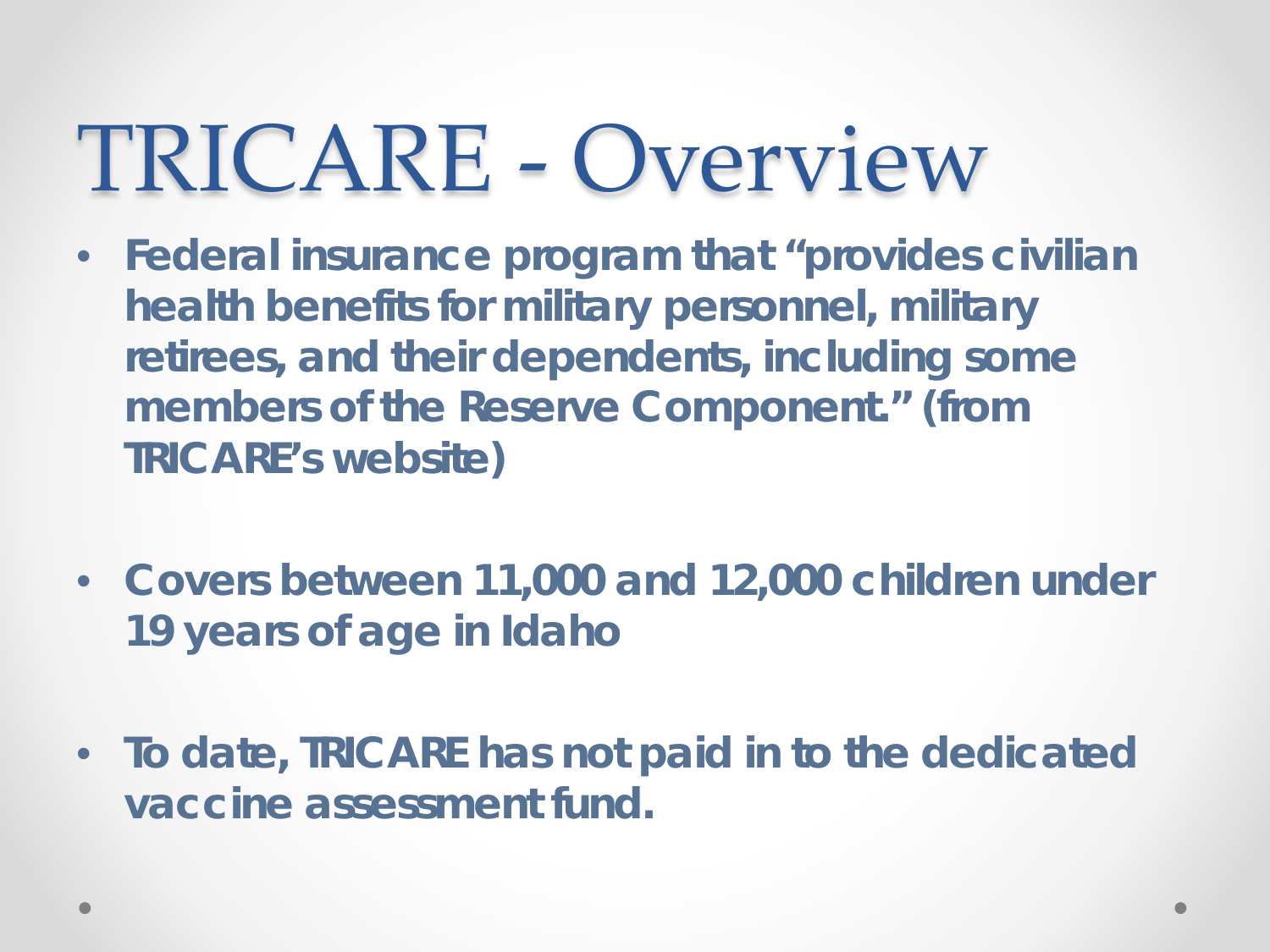# TRICARE - Overview

- **Federal insurance program that "provides civilian health benefits for military personnel, military retirees, and their dependents, including some members of the Reserve Component." (from TRICARE's website)**

- **Covers between 11,000 and 12,000 children under 19 years of age in Idaho**

- **To date, TRICARE has not paid in to the dedicated vaccine assessment fund.**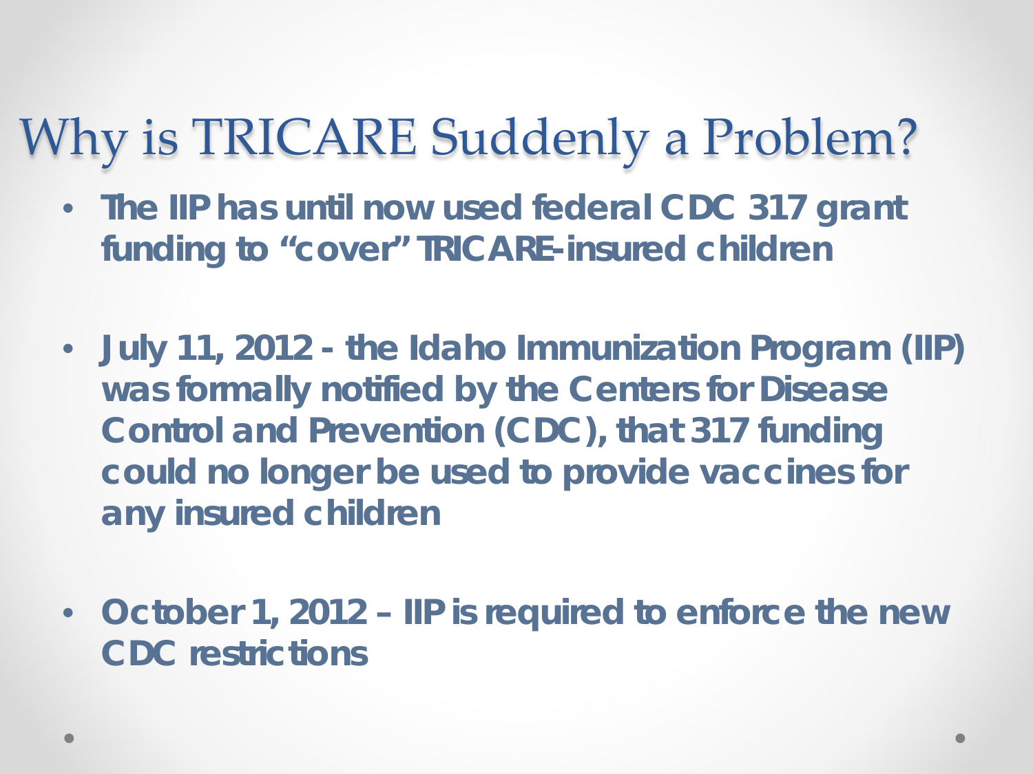# Why is TRICARE Suddenly a Problem?

- **The IIP has until now used federal CDC 317 grant funding to "cover" TRICARE-insured children**
- **July 11, 2012 - the Idaho Immunization Program (IIP) was formally notified by the Centers for Disease Control and Prevention (CDC), that 317 funding could no longer be used to provide vaccines for any insured children**
- **October 1, 2012 – IIP is required to enforce the new CDC restrictions**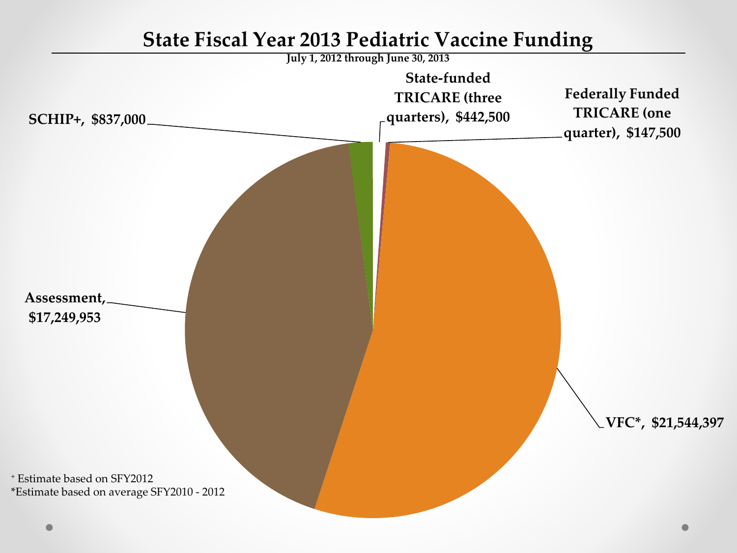# State Fiscal Year 2013 Pediatric Vaccine Funding

July 1, 2012 through June 30, 2013

SCHIP+, $837,000

State-funded TRICARE (three quarters), $442,500

Federally Funded TRICARE (one quarter), $147,500

Assessment, $17,249,953

VFC*, $21,544,397

+ Estimate based on SFY2012

*Estimate based on average SFY2010 - 2012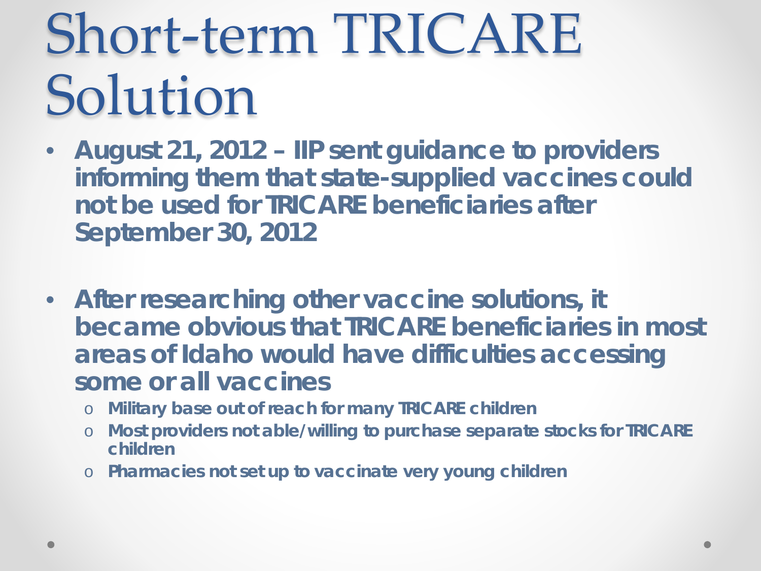# Short-term TRICARE Solution

- **August 21, 2012 – IIP sent guidance to providers informing them that state-supplied vaccines could not be used for TRICARE beneficiaries after September 30, 2012**
- **After researching other vaccine solutions, it became obvious that TRICARE beneficiaries in most areas of Idaho would have difficulties accessing some or all vaccines**
  - **Military base out of reach for many TRICARE children**
  - **Most providers not able/willing to purchase separate stocks for TRICARE children**
  - **Pharmacies not set up to vaccinate very young children**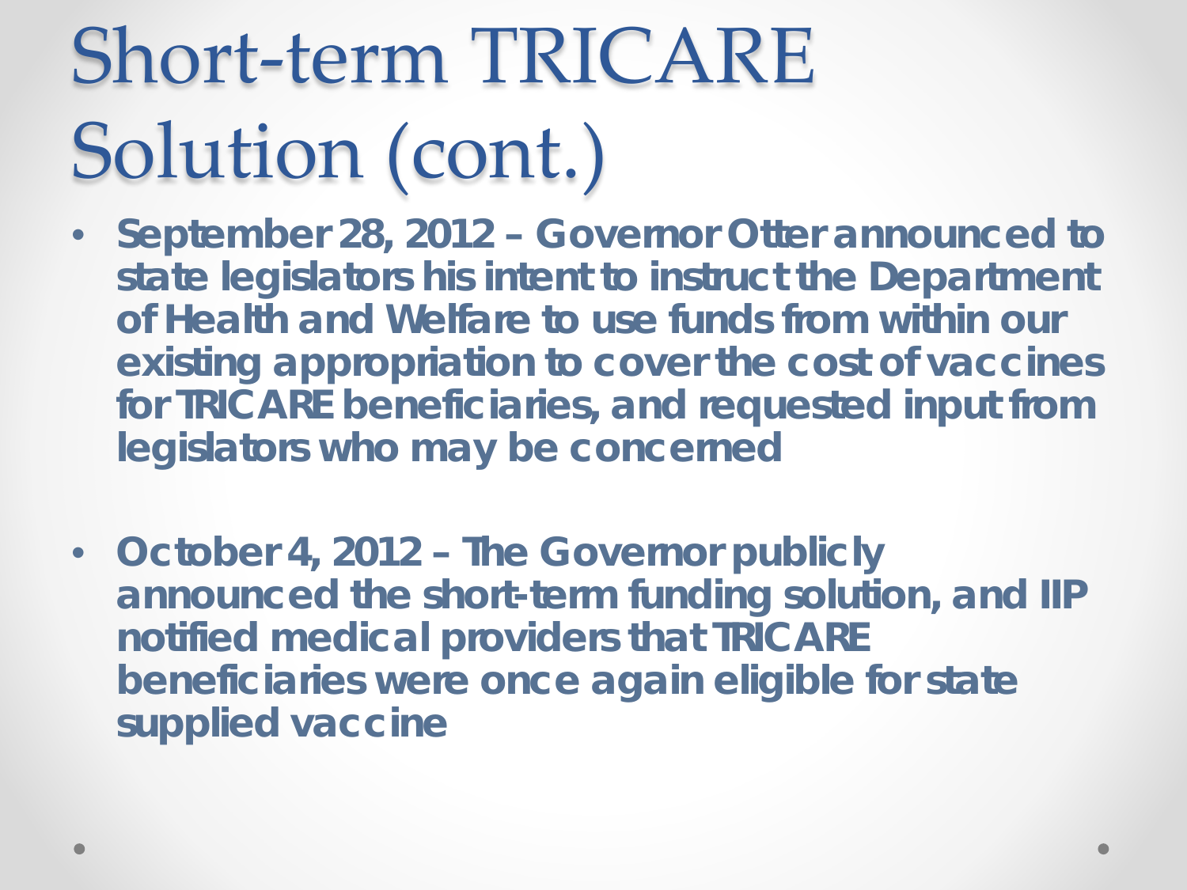# Short-term TRICARE Solution (cont.)

- **September 28, 2012 – Governor Otter announced to state legislators his intent to instruct the Department of Health and Welfare to use funds from within our existing appropriation to cover the cost of vaccines for TRICARE beneficiaries, and requested input from legislators who may be concerned**

- **October 4, 2012 – The Governor publicly announced the short-term funding solution, and IIP notified medical providers that TRICARE beneficiaries were once again eligible for state supplied vaccine**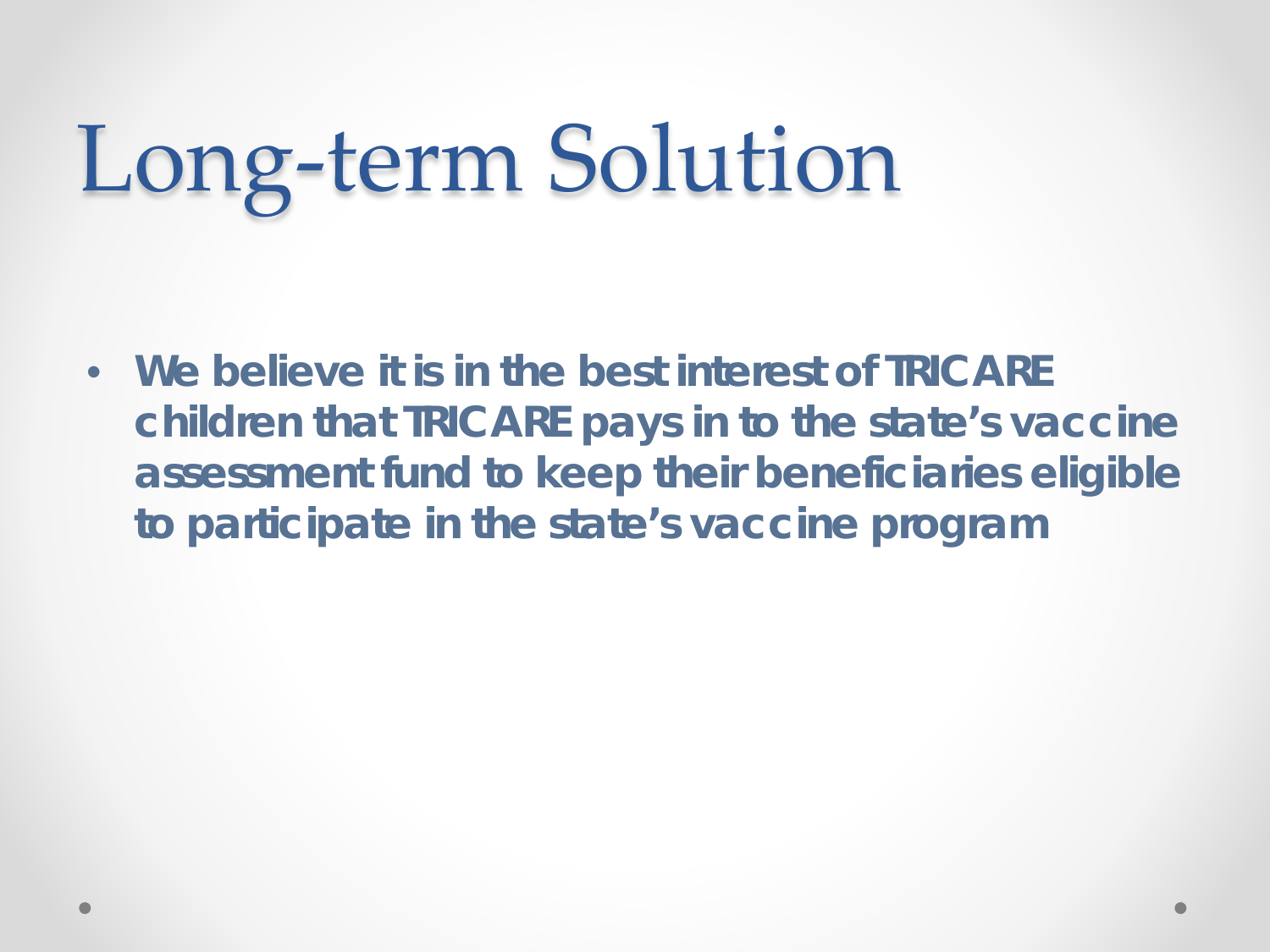# Long-term Solution

- **We believe it is in the best interest of TRICARE children that TRICARE pays in to the state's vaccine assessment fund to keep their beneficiaries eligible to participate in the state's vaccine program**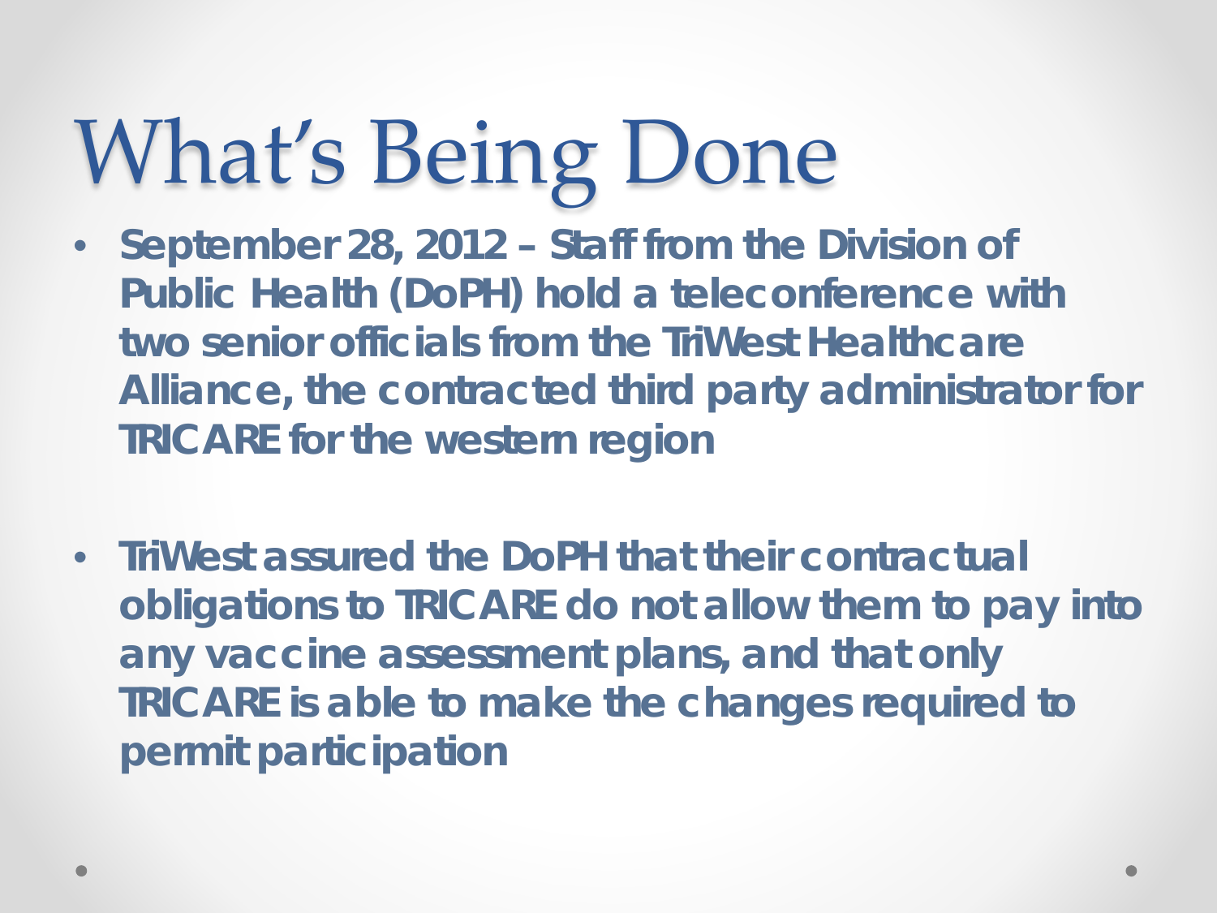# What's Being Done

- September 28, 2012 – Staff from the Division of Public Health (DoPH) hold a teleconference with two senior officials from the TriWest Healthcare Alliance, the contracted third party administrator for TRICARE for the western region

- TriWest assured the DoPH that their contractual obligations to TRICARE do not allow them to pay into any vaccine assessment plans, and that only TRICARE is able to make the changes required to permit participation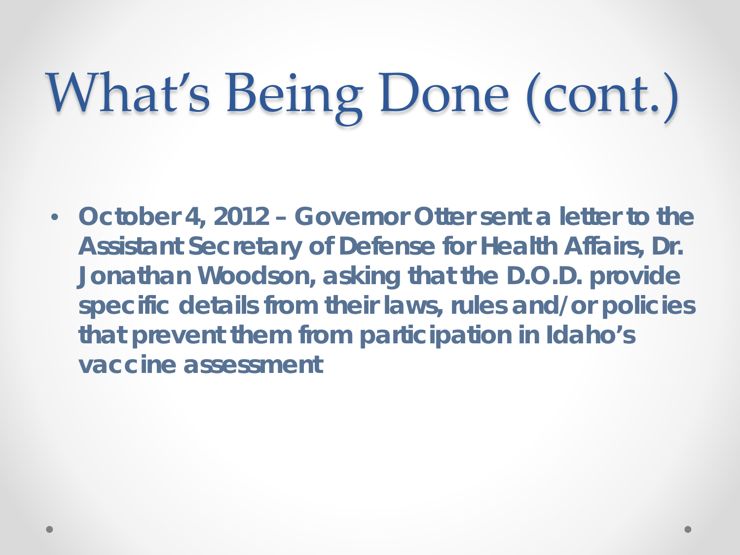# What's Being Done (cont.)

- **October 4, 2012 – Governor Otter sent a letter to the Assistant Secretary of Defense for Health Affairs, Dr. Jonathan Woodson, asking that the D.O.D. provide specific details from their laws, rules and/or policies that prevent them from participation in Idaho's vaccine assessment**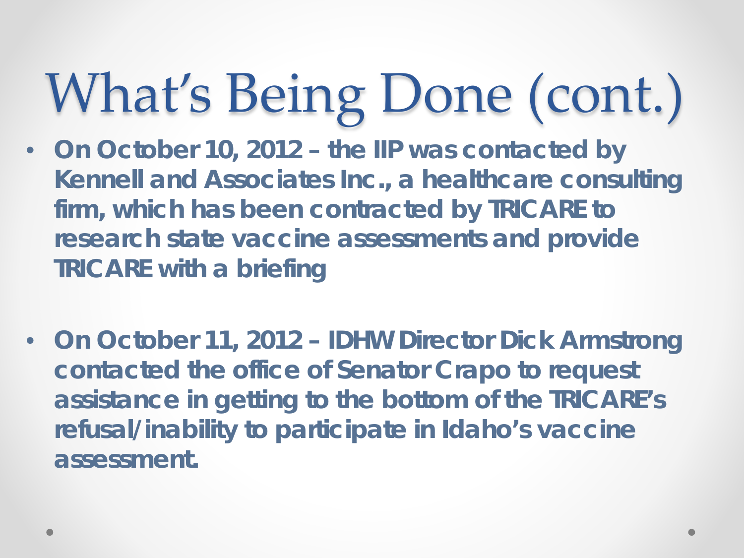# What's Being Done (cont.)

- **On October 10, 2012 – the IIP was contacted by Kennell and Associates Inc., a healthcare consulting firm, which has been contracted by TRICARE to research state vaccine assessments and provide TRICARE with a briefing**

- **On October 11, 2012 – IDHW Director Dick Armstrong contacted the office of Senator Crapo to request assistance in getting to the bottom of the TRICARE's refusal/inability to participate in Idaho's vaccine assessment.**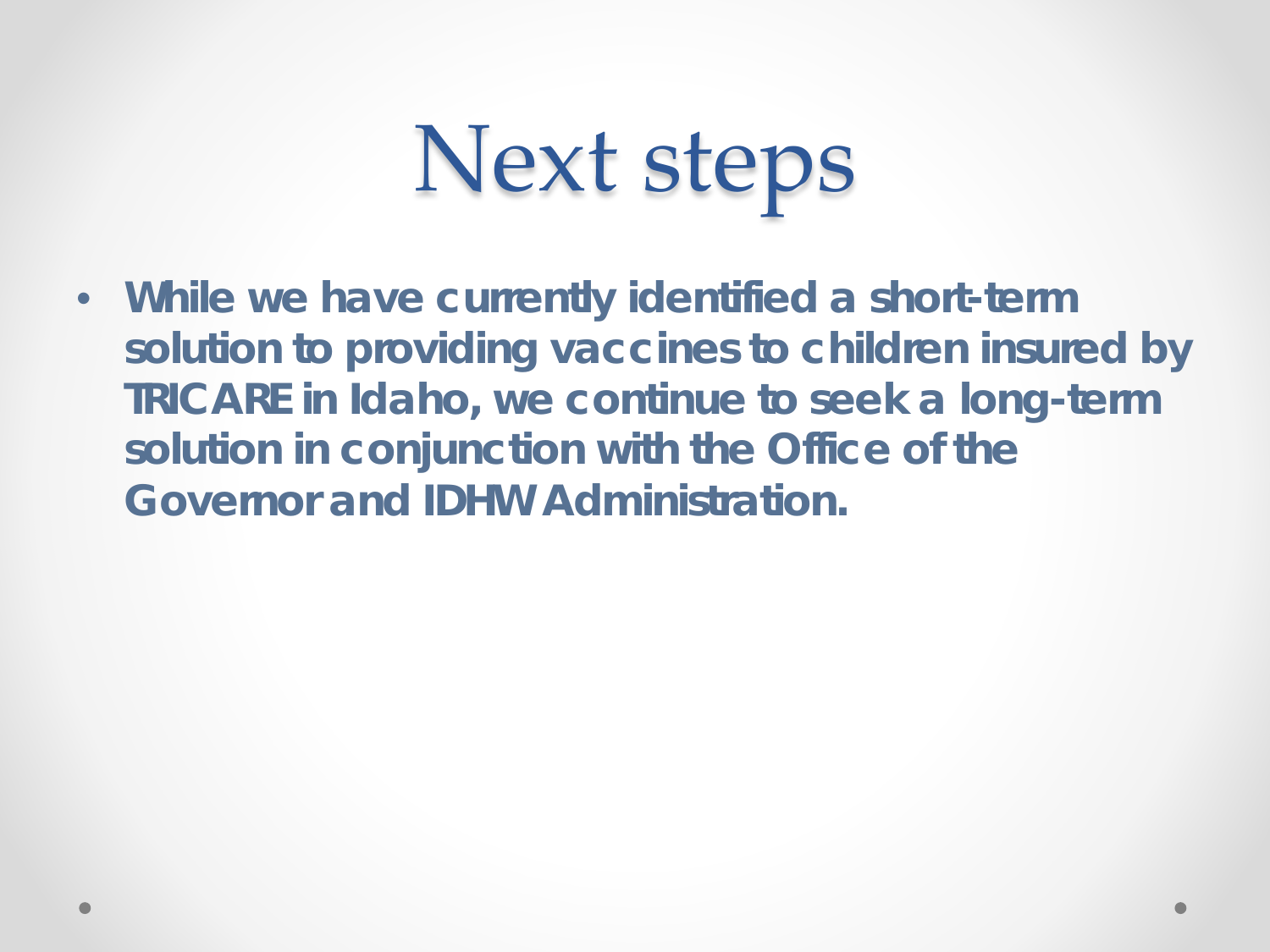# Next steps

- **While we have currently identified a short-term solution to providing vaccines to children insured by TRICARE in Idaho, we continue to seek a long-term solution in conjunction with the Office of the Governor and IDHW Administration.**